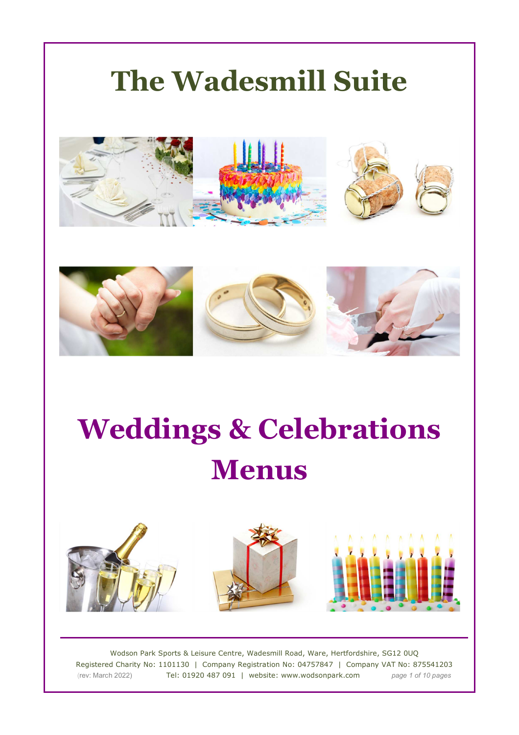# The Wadesmill Suite

# Weddings & Celebrations Menus

Wodson Park Sports & Leisure Centre, Wadesmill Road, Ware, Hertfordshire, SG12 0UQ
Registered Charity No: 1101130 | Company Registration No: 04757847 | Company VAT No: 875541203
(rev: March 2022) Tel: 01920 487 091 | website: www.wodsonpark.com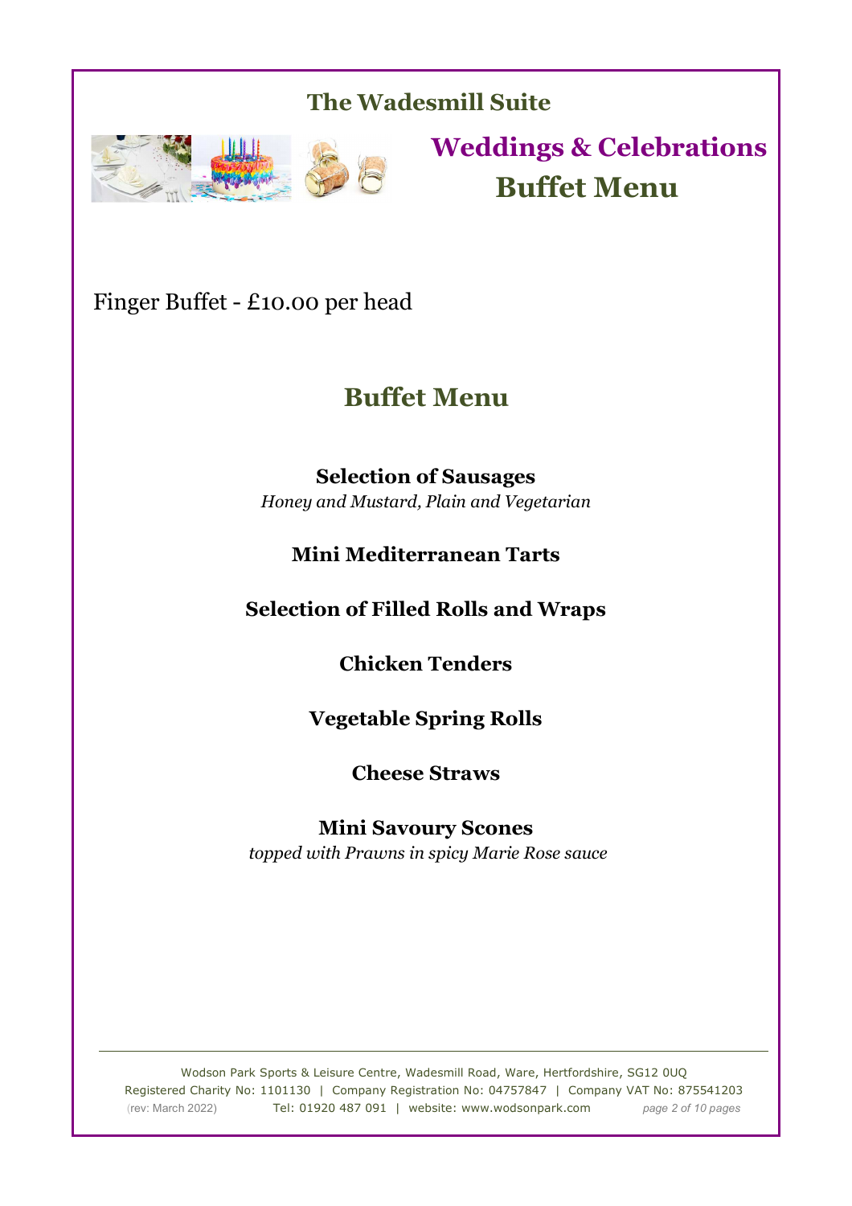# The Wadesmill Suite

## Weddings & Celebrations
## Buffet Menu

Finger Buffet - £10.00 per head

## Buffet Menu

**Selection of Sausages**
*Honey and Mustard, Plain and Vegetarian*

**Mini Mediterranean Tarts**

**Selection of Filled Rolls and Wraps**

**Chicken Tenders**

**Vegetable Spring Rolls**

**Cheese Straws**

**Mini Savoury Scones**
*topped with Prawns in spicy Marie Rose sauce*

---

Wodson Park Sports & Leisure Centre, Wadesmill Road, Ware, Hertfordshire, SG12 0UQ
Registered Charity No: 1101130 | Company Registration No: 04757847 | Company VAT No: 875541203
(rev: March 2022) Tel: 01920 487 091 | website: www.wodsonpark.com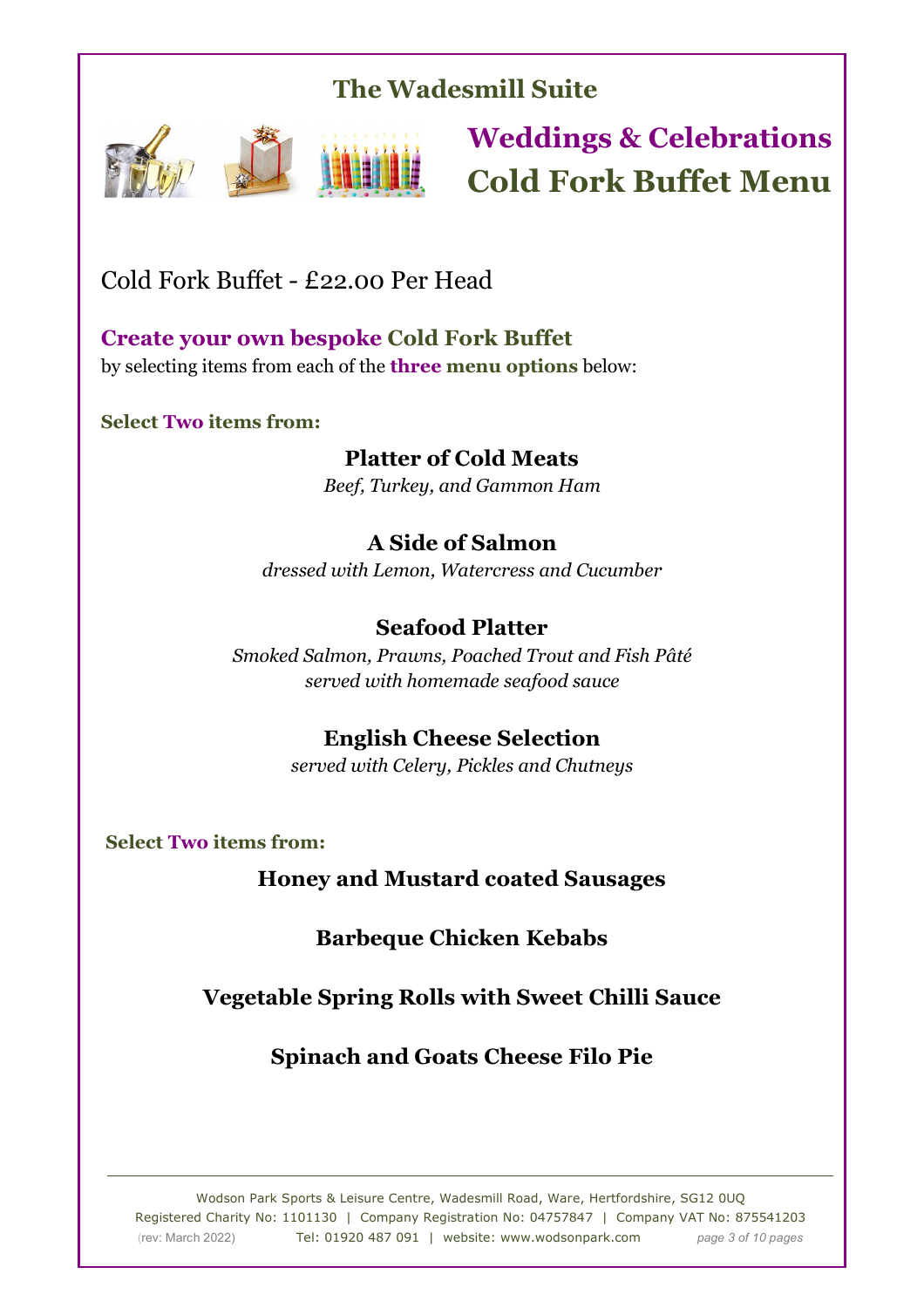# The Wadesmill Suite

## Weddings & Celebrations
## Cold Fork Buffet Menu

Cold Fork Buffet - £22.00 Per Head

**Create your own bespoke Cold Fork Buffet**
by selecting items from each of the **three menu options** below:

**Select Two items from:**

**Platter of Cold Meats**
*Beef, Turkey, and Gammon Ham*

**A Side of Salmon**
*dressed with Lemon, Watercress and Cucumber*

**Seafood Platter**
*Smoked Salmon, Prawns, Poached Trout and Fish Pâté*
*served with homemade seafood sauce*

**English Cheese Selection**
*served with Celery, Pickles and Chutneys*

**Select Two items from:**

**Honey and Mustard coated Sausages**

**Barbeque Chicken Kebabs**

**Vegetable Spring Rolls with Sweet Chilli Sauce**

**Spinach and Goats Cheese Filo Pie**

Wodson Park Sports & Leisure Centre, Wadesmill Road, Ware, Hertfordshire, SG12 0UQ
Registered Charity No: 1101130 | Company Registration No: 04757847 | Company VAT No: 875541203
(rev: March 2022) Tel: 01920 487 091 | website: www.wodsonpark.com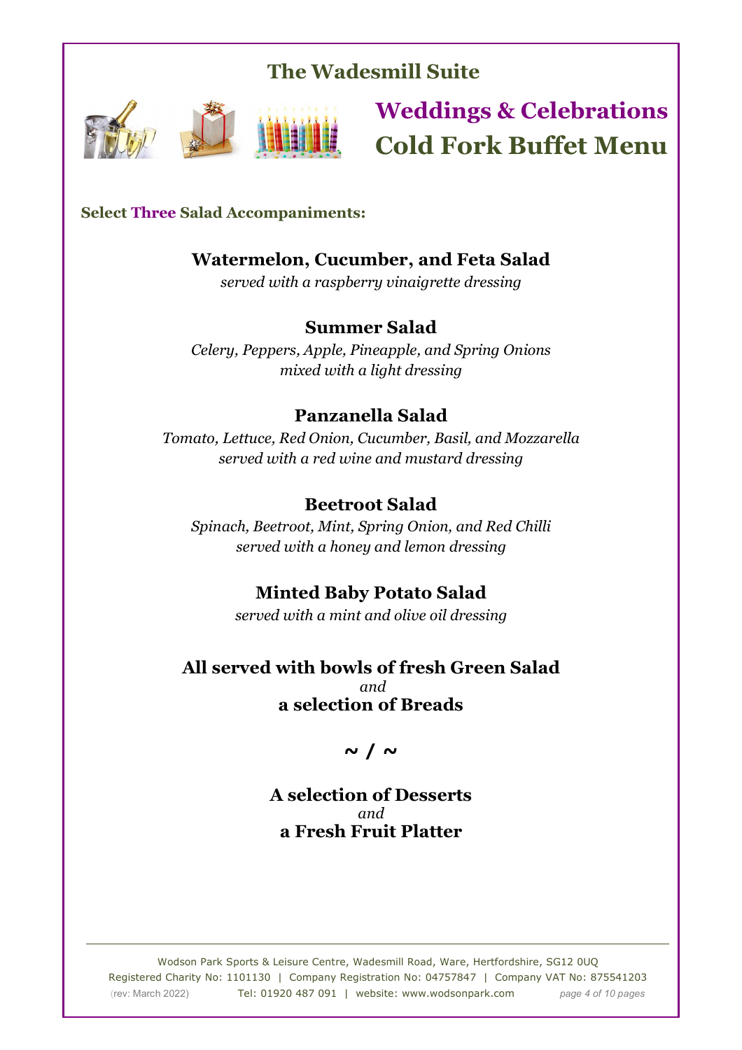# The Wadesmill Suite

## Weddings & Celebrations
## Cold Fork Buffet Menu

**Select Three Salad Accompaniments:**

**Watermelon, Cucumber, and Feta Salad**
*served with a raspberry vinaigrette dressing*

**Summer Salad**
*Celery, Peppers, Apple, Pineapple, and Spring Onions mixed with a light dressing*

**Panzanella Salad**
*Tomato, Lettuce, Red Onion, Cucumber, Basil, and Mozzarella served with a red wine and mustard dressing*

**Beetroot Salad**
*Spinach, Beetroot, Mint, Spring Onion, and Red Chilli served with a honey and lemon dressing*

**Minted Baby Potato Salad**
*served with a mint and olive oil dressing*

**All served with bowls of fresh Green Salad**
*and*
**a selection of Breads**

**~ / ~**

**A selection of Desserts**
*and*
**a Fresh Fruit Platter**

Wodson Park Sports & Leisure Centre, Wadesmill Road, Ware, Hertfordshire, SG12 0UQ
Registered Charity No: 1101130 | Company Registration No: 04757847 | Company VAT No: 875541203
(rev: March 2022) Tel: 01920 487 091 | website: www.wodsonpark.com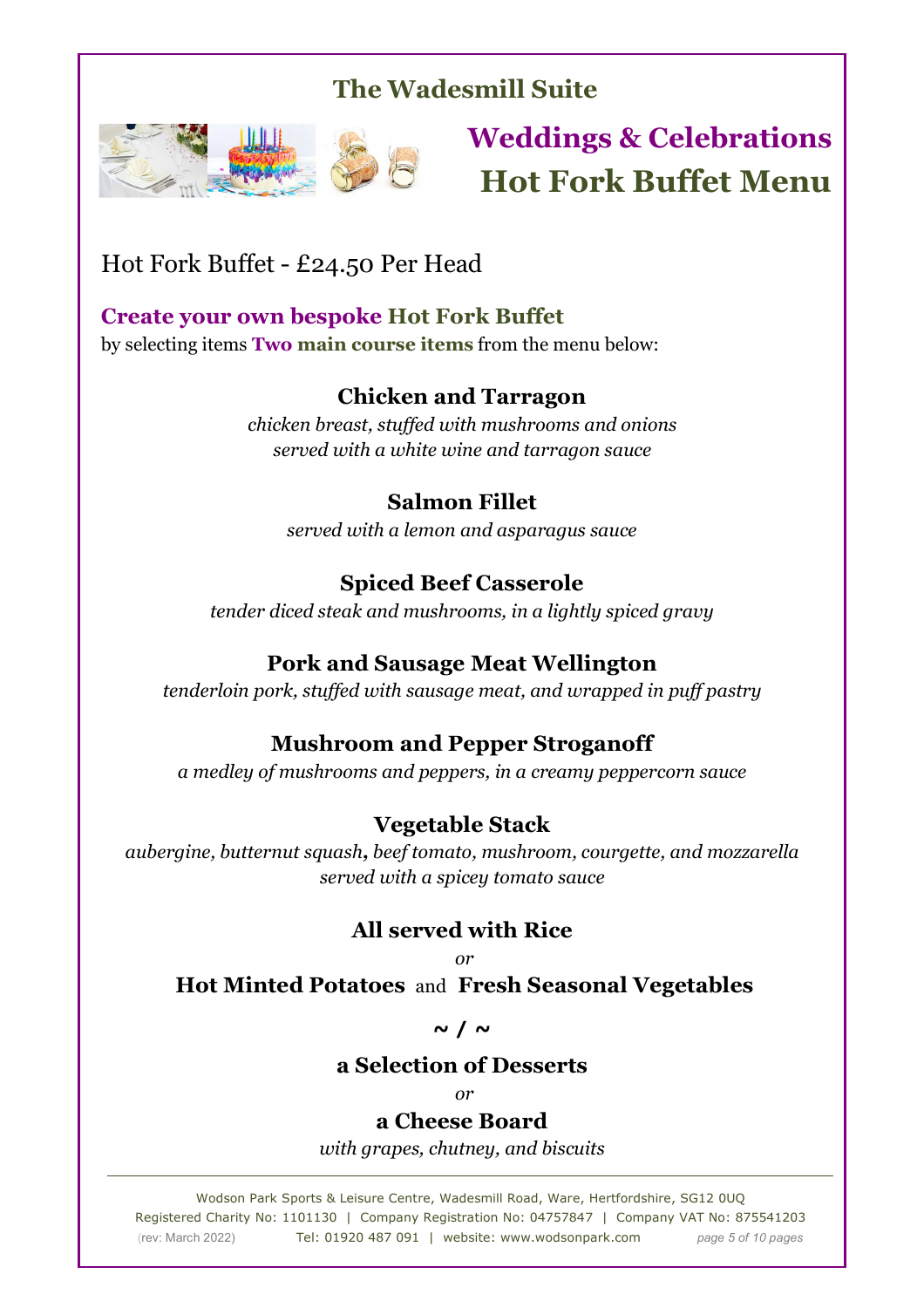# The Wadesmill Suite

## Weddings & Celebrations
## Hot Fork Buffet Menu

Hot Fork Buffet - £24.50 Per Head

**Create your own bespoke Hot Fork Buffet**
by selecting items **Two main course items** from the menu below:

**Chicken and Tarragon**
*chicken breast, stuffed with mushrooms and onions*
*served with a white wine and tarragon sauce*

**Salmon Fillet**
*served with a lemon and asparagus sauce*

**Spiced Beef Casserole**
*tender diced steak and mushrooms, in a lightly spiced gravy*

**Pork and Sausage Meat Wellington**
*tenderloin pork, stuffed with sausage meat, and wrapped in puff pastry*

**Mushroom and Pepper Stroganoff**
*a medley of mushrooms and peppers, in a creamy peppercorn sauce*

**Vegetable Stack**
*aubergine, butternut squash, beef tomato, mushroom, courgette, and mozzarella*
*served with a spicey tomato sauce*

**All served with Rice**
*or*
**Hot Minted Potatoes** and **Fresh Seasonal Vegetables**

~ / ~

**a Selection of Desserts**
*or*
**a Cheese Board**
*with grapes, chutney, and biscuits*

---

Wodson Park Sports & Leisure Centre, Wadesmill Road, Ware, Hertfordshire, SG12 0UQ
Registered Charity No: 1101130 | Company Registration No: 04757847 | Company VAT No: 875541203
(rev: March 2022) Tel: 01920 487 091 | website: www.wodsonpark.com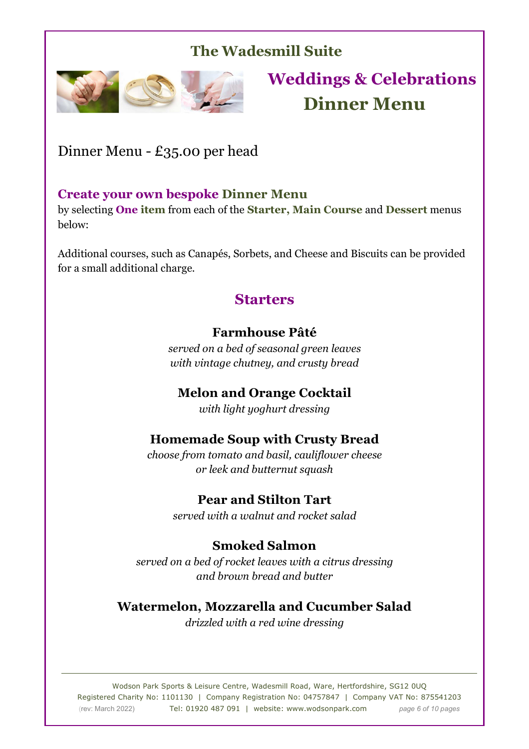## The Wadesmill Suite

# Weddings & Celebrations Dinner Menu

Dinner Menu - £35.00 per head

### Create your own bespoke Dinner Menu

by selecting **One item** from each of the **Starter, Main Course** and **Dessert** menus below:

Additional courses, such as Canapés, Sorbets, and Cheese and Biscuits can be provided for a small additional charge.

## Starters

**Farmhouse Pâté**
*served on a bed of seasonal green leaves with vintage chutney, and crusty bread*

**Melon and Orange Cocktail**
*with light yoghurt dressing*

**Homemade Soup with Crusty Bread**
*choose from tomato and basil, cauliflower cheese or leek and butternut squash*

**Pear and Stilton Tart**
*served with a walnut and rocket salad*

**Smoked Salmon**
*served on a bed of rocket leaves with a citrus dressing and brown bread and butter*

**Watermelon, Mozzarella and Cucumber Salad**
*drizzled with a red wine dressing*

Wodson Park Sports & Leisure Centre, Wadesmill Road, Ware, Hertfordshire, SG12 0UQ
Registered Charity No: 1101130 | Company Registration No: 04757847 | Company VAT No: 875541203
(rev: March 2022) Tel: 01920 487 091 | website: www.wodsonpark.com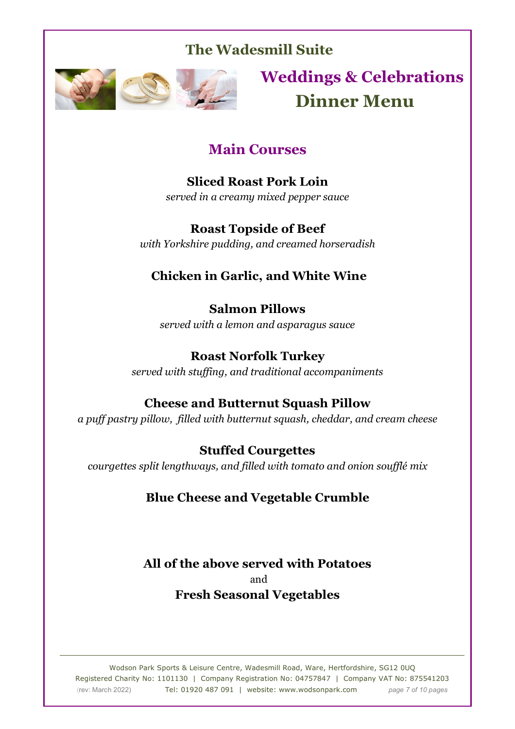# The Wadesmill Suite

## Weddings & Celebrations Dinner Menu

### Main Courses

**Sliced Roast Pork Loin**
*served in a creamy mixed pepper sauce*

**Roast Topside of Beef**
*with Yorkshire pudding, and creamed horseradish*

**Chicken in Garlic, and White Wine**

**Salmon Pillows**
*served with a lemon and asparagus sauce*

**Roast Norfolk Turkey**
*served with stuffing, and traditional accompaniments*

**Cheese and Butternut Squash Pillow**
*a puff pastry pillow, filled with butternut squash, cheddar, and cream cheese*

**Stuffed Courgettes**
*courgettes split lengthways, and filled with tomato and onion soufflé mix*

**Blue Cheese and Vegetable Crumble**

**All of the above served with Potatoes**
and
**Fresh Seasonal Vegetables**

Wodson Park Sports & Leisure Centre, Wadesmill Road, Ware, Hertfordshire, SG12 0UQ
Registered Charity No: 1101130 | Company Registration No: 04757847 | Company VAT No: 875541203
(rev: March 2022) Tel: 01920 487 091 | website: www.wodsonpark.com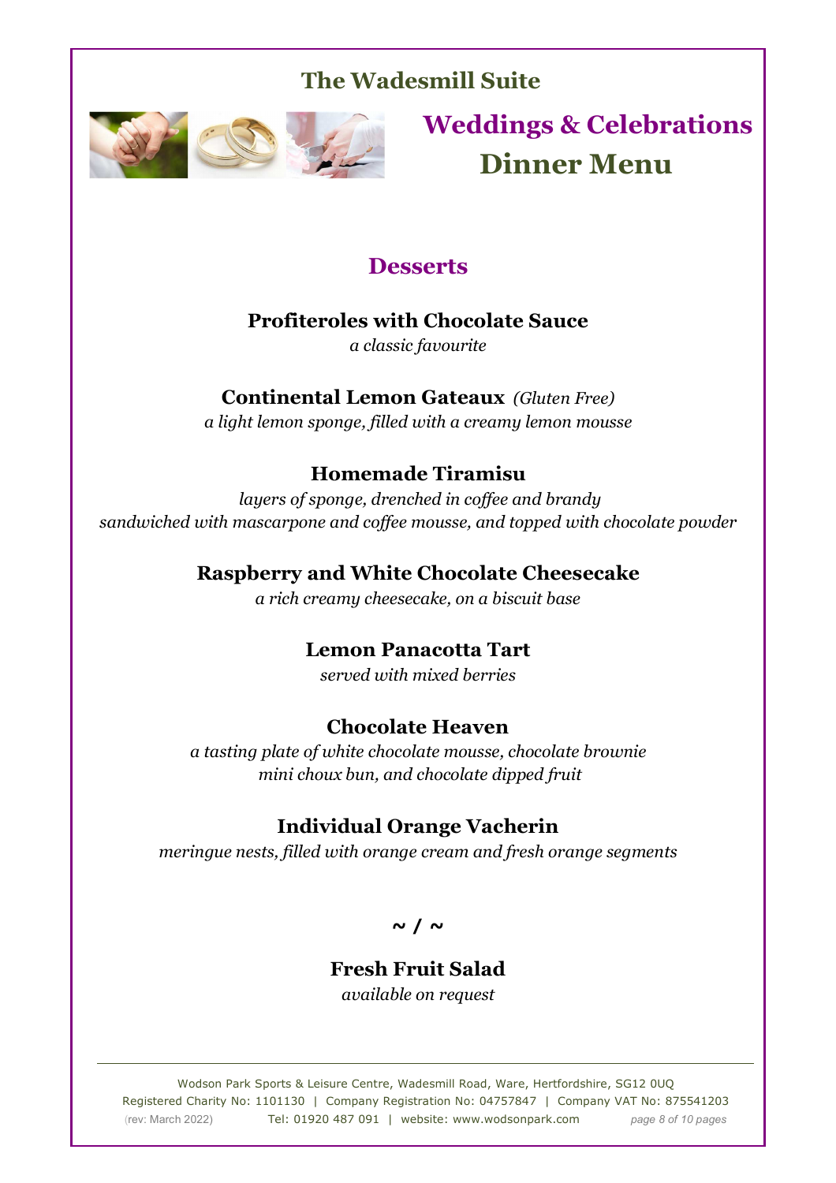# The Wadesmill Suite

## Weddings & Celebrations

## Dinner Menu

### Desserts

**Profiteroles with Chocolate Sauce**
*a classic favourite*

**Continental Lemon Gateaux** *(Gluten Free)*
*a light lemon sponge, filled with a creamy lemon mousse*

**Homemade Tiramisu**
*layers of sponge, drenched in coffee and brandy*
*sandwiched with mascarpone and coffee mousse, and topped with chocolate powder*

**Raspberry and White Chocolate Cheesecake**
*a rich creamy cheesecake, on a biscuit base*

**Lemon Panacotta Tart**
*served with mixed berries*

**Chocolate Heaven**
*a tasting plate of white chocolate mousse, chocolate brownie*
*mini choux bun, and chocolate dipped fruit*

**Individual Orange Vacherin**
*meringue nests, filled with orange cream and fresh orange segments*

**~ / ~**

**Fresh Fruit Salad**
*available on request*

---

Wodson Park Sports & Leisure Centre, Wadesmill Road, Ware, Hertfordshire, SG12 0UQ
Registered Charity No: 1101130 | Company Registration No: 04757847 | Company VAT No: 875541203
(rev: March 2022) Tel: 01920 487 091 | website: www.wodsonpark.com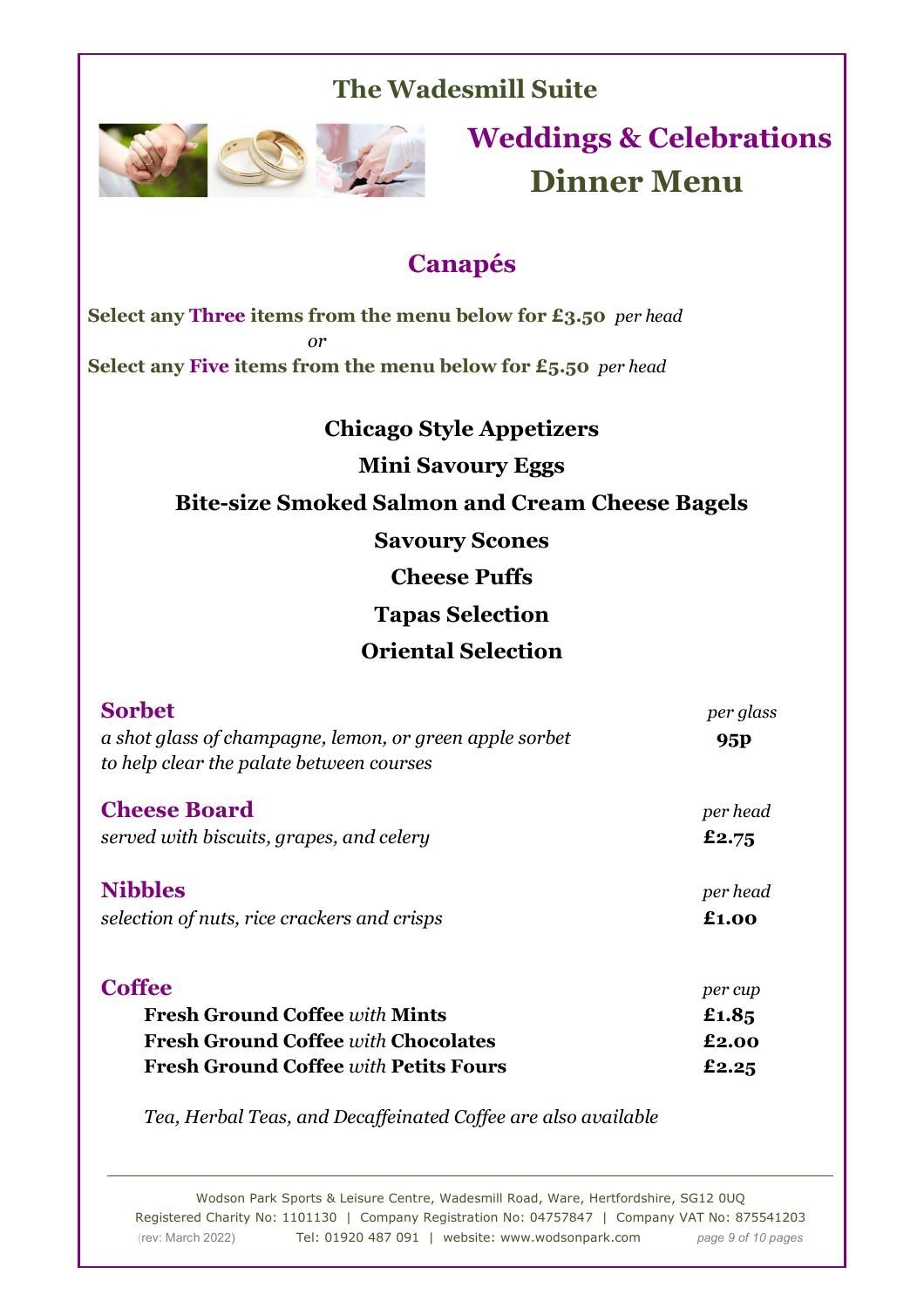# The Wadesmill Suite

## Weddings & Celebrations
## Dinner Menu

## Canapés

**Select any Three items from the menu below for £3.50** *per head*

*or*

**Select any Five items from the menu below for £5.50** *per head*

**Chicago Style Appetizers**

**Mini Savoury Eggs**

**Bite-size Smoked Salmon and Cream Cheese Bagels**

**Savoury Scones**

**Cheese Puffs**

**Tapas Selection**

**Oriental Selection**

### Sorbet

*a shot glass of champagne, lemon, or green apple sorbet to help clear the palate between courses* — *per glass* **95p**

### Cheese Board

*served with biscuits, grapes, and celery* — *per head* **£2.75**

### Nibbles

*selection of nuts, rice crackers and crisps* — *per head* **£1.00**

### Coffee

| | *per cup* |
|---|---|
| **Fresh Ground Coffee** *with* **Mints** | **£1.85** |
| **Fresh Ground Coffee** *with* **Chocolates** | **£2.00** |
| **Fresh Ground Coffee** *with* **Petits Fours** | **£2.25** |

*Tea, Herbal Teas, and Decaffeinated Coffee are also available*

Wodson Park Sports & Leisure Centre, Wadesmill Road, Ware, Hertfordshire, SG12 0UQ
Registered Charity No: 1101130 | Company Registration No: 04757847 | Company VAT No: 875541203
(rev: March 2022) Tel: 01920 487 091 | website: www.wodsonpark.com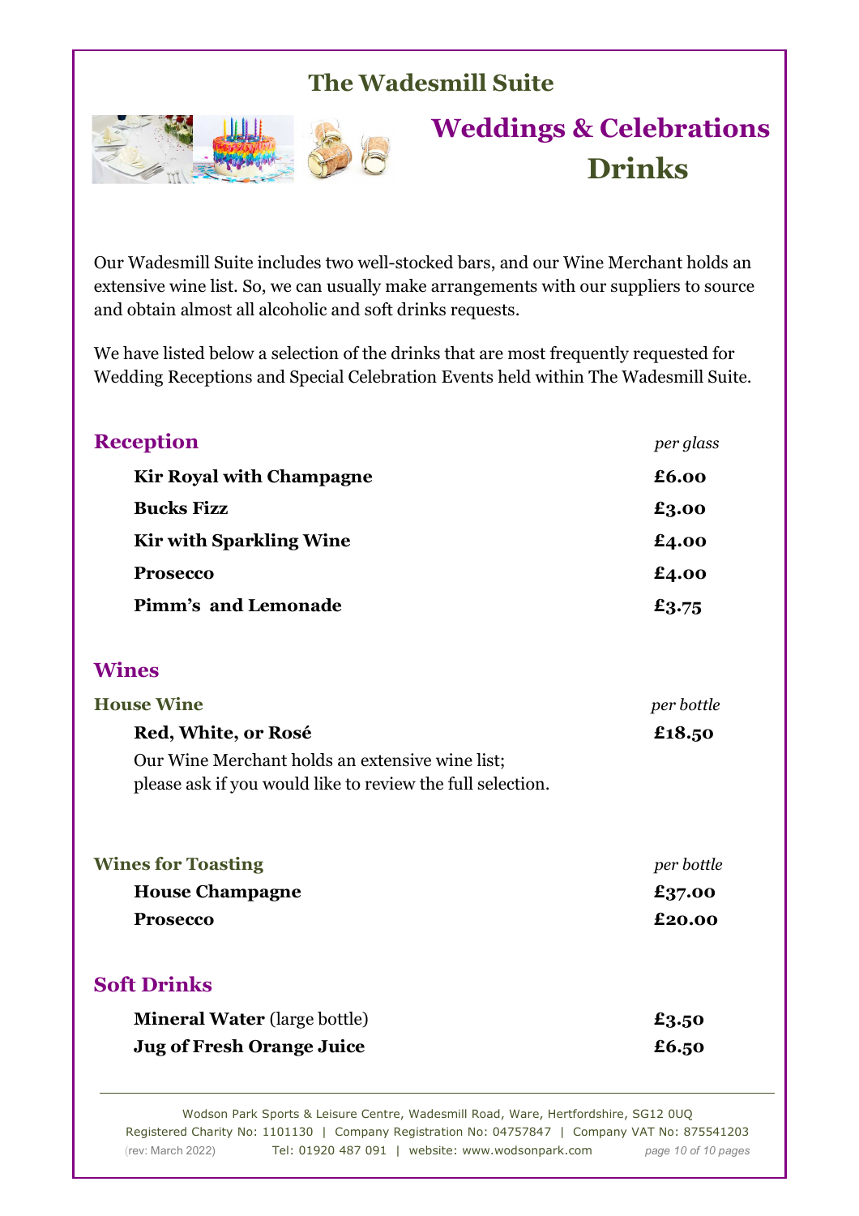# The Wadesmill Suite

## Weddings & Celebrations Drinks

Our Wadesmill Suite includes two well-stocked bars, and our Wine Merchant holds an extensive wine list. So, we can usually make arrangements with our suppliers to source and obtain almost all alcoholic and soft drinks requests.

We have listed below a selection of the drinks that are most frequently requested for Wedding Receptions and Special Celebration Events held within The Wadesmill Suite.

### Reception

| | *per glass* |
|---|---|
| **Kir Royal with Champagne** | **£6.00** |
| **Bucks Fizz** | **£3.00** |
| **Kir with Sparkling Wine** | **£4.00** |
| **Prosecco** | **£4.00** |
| **Pimm's and Lemonade** | **£3.75** |

### Wines

#### House Wine

| | *per bottle* |
|---|---|
| **Red, White, or Rosé** | **£18.50** |

Our Wine Merchant holds an extensive wine list; please ask if you would like to review the full selection.

#### Wines for Toasting

| | *per bottle* |
|---|---|
| **House Champagne** | **£37.00** |
| **Prosecco** | **£20.00** |

### Soft Drinks

| | |
|---|---|
| **Mineral Water** (large bottle) | **£3.50** |
| **Jug of Fresh Orange Juice** | **£6.50** |

Wodson Park Sports & Leisure Centre, Wadesmill Road, Ware, Hertfordshire, SG12 0UQ
Registered Charity No: 1101130 | Company Registration No: 04757847 | Company VAT No: 875541203
(rev: March 2022) Tel: 01920 487 091 | website: www.wodsonpark.com